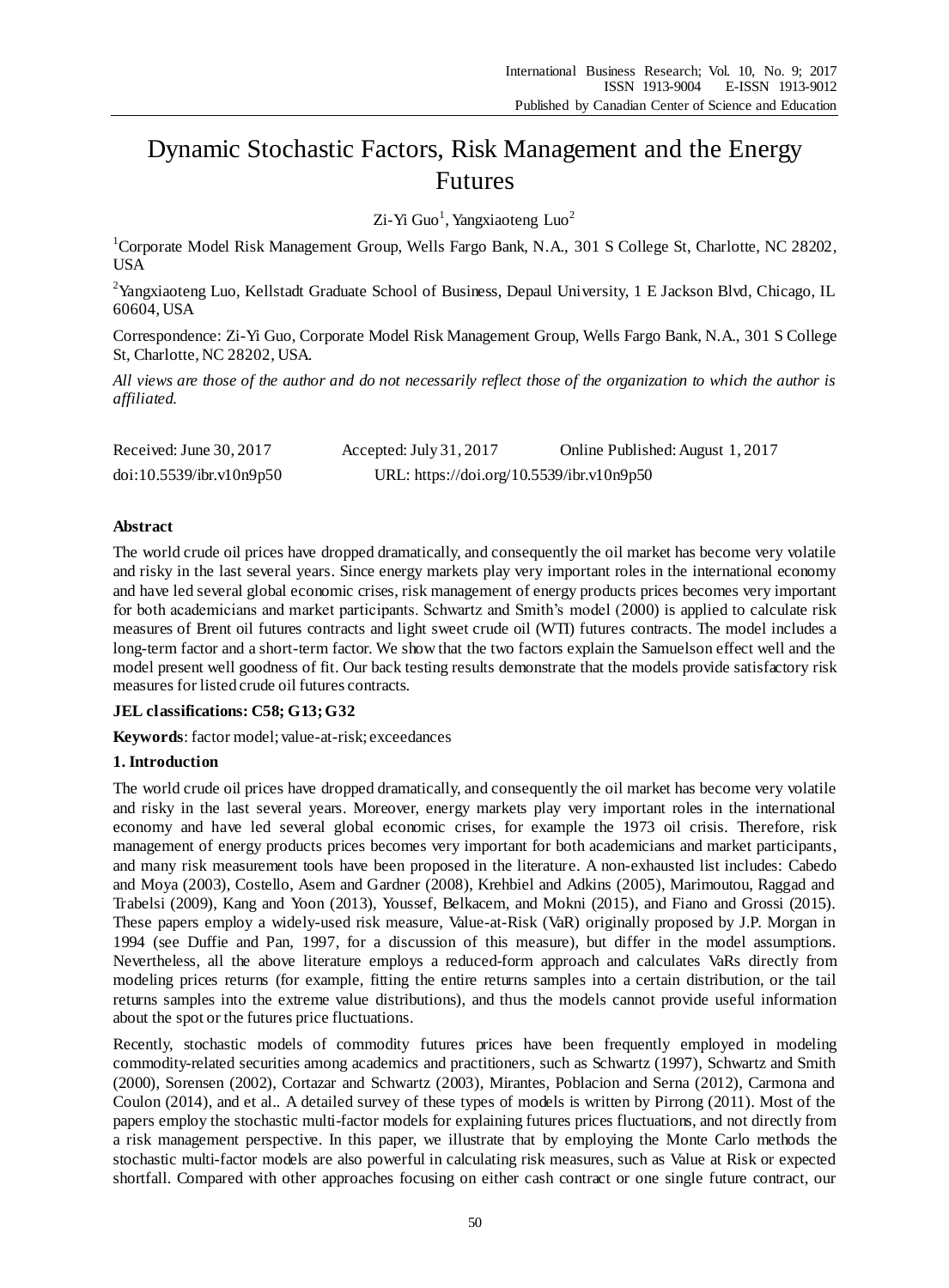# Dynamic Stochastic Factors, Risk Management and the Energy Futures

Zi-Yi Guo[1], Yangxiaoteng Luo[2]

[1]Corporate Model Risk Management Group, Wells Fargo Bank, N.A., 301 S College St, Charlotte, NC 28202, USA

[2]Yangxiaoteng Luo, Kellstadt Graduate School of Business, Depaul University, 1 E Jackson Blvd, Chicago, IL 60604, USA

Correspondence: Zi-Yi Guo, Corporate Model Risk Management Group, Wells Fargo Bank, N.A., 301 S College St, Charlotte, NC 28202, USA.

*All views are those of the author and do not necessarily reflect those of the organization to which the author is affiliated.*

| Received: June 30, 2017 | Accepted: July 31, 2017 | Online Published: August 1, 2017 |
|---|---|---|
| doi:10.5539/ibr.v10n9p50 | URL: https://doi.org/10.5539/ibr.v10n9p50 | |

**Abstract**

The world crude oil prices have dropped dramatically, and consequently the oil market has become very volatile and risky in the last several years. Since energy markets play very important roles in the international economy and have led several global economic crises, risk management of energy products prices becomes very important for both academicians and market participants. Schwartz and Smith's model (2000) is applied to calculate risk measures of Brent oil futures contracts and light sweet crude oil (WTI) futures contracts. The model includes a long-term factor and a short-term factor. We show that the two factors explain the Samuelson effect well and the model present well goodness of fit. Our back testing results demonstrate that the models provide satisfactory risk measures for listed crude oil futures contracts.

**JEL classifications: C58; G13; G32**

**Keywords**: factor model; value-at-risk; exceedances

## 1. Introduction

The world crude oil prices have dropped dramatically, and consequently the oil market has become very volatile and risky in the last several years. Moreover, energy markets play very important roles in the international economy and have led several global economic crises, for example the 1973 oil crisis. Therefore, risk management of energy products prices becomes very important for both academicians and market participants, and many risk measurement tools have been proposed in the literature. A non-exhausted list includes: Cabedo and Moya (2003), Costello, Asem and Gardner (2008), Krehbiel and Adkins (2005), Marimoutou, Raggad and Trabelsi (2009), Kang and Yoon (2013), Youssef, Belkacem, and Mokni (2015), and Fiano and Grossi (2015). These papers employ a widely-used risk measure, Value-at-Risk (VaR) originally proposed by J.P. Morgan in 1994 (see Duffie and Pan, 1997, for a discussion of this measure), but differ in the model assumptions. Nevertheless, all the above literature employs a reduced-form approach and calculates VaRs directly from modeling prices returns (for example, fitting the entire returns samples into a certain distribution, or the tail returns samples into the extreme value distributions), and thus the models cannot provide useful information about the spot or the futures price fluctuations.

Recently, stochastic models of commodity futures prices have been frequently employed in modeling commodity-related securities among academics and practitioners, such as Schwartz (1997), Schwartz and Smith (2000), Sorensen (2002), Cortazar and Schwartz (2003), Mirantes, Poblacion and Serna (2012), Carmona and Coulon (2014), and et al.. A detailed survey of these types of models is written by Pirrong (2011). Most of the papers employ the stochastic multi-factor models for explaining futures prices fluctuations, and not directly from a risk management perspective. In this paper, we illustrate that by employing the Monte Carlo methods the stochastic multi-factor models are also powerful in calculating risk measures, such as Value at Risk or expected shortfall. Compared with other approaches focusing on either cash contract or one single future contract, our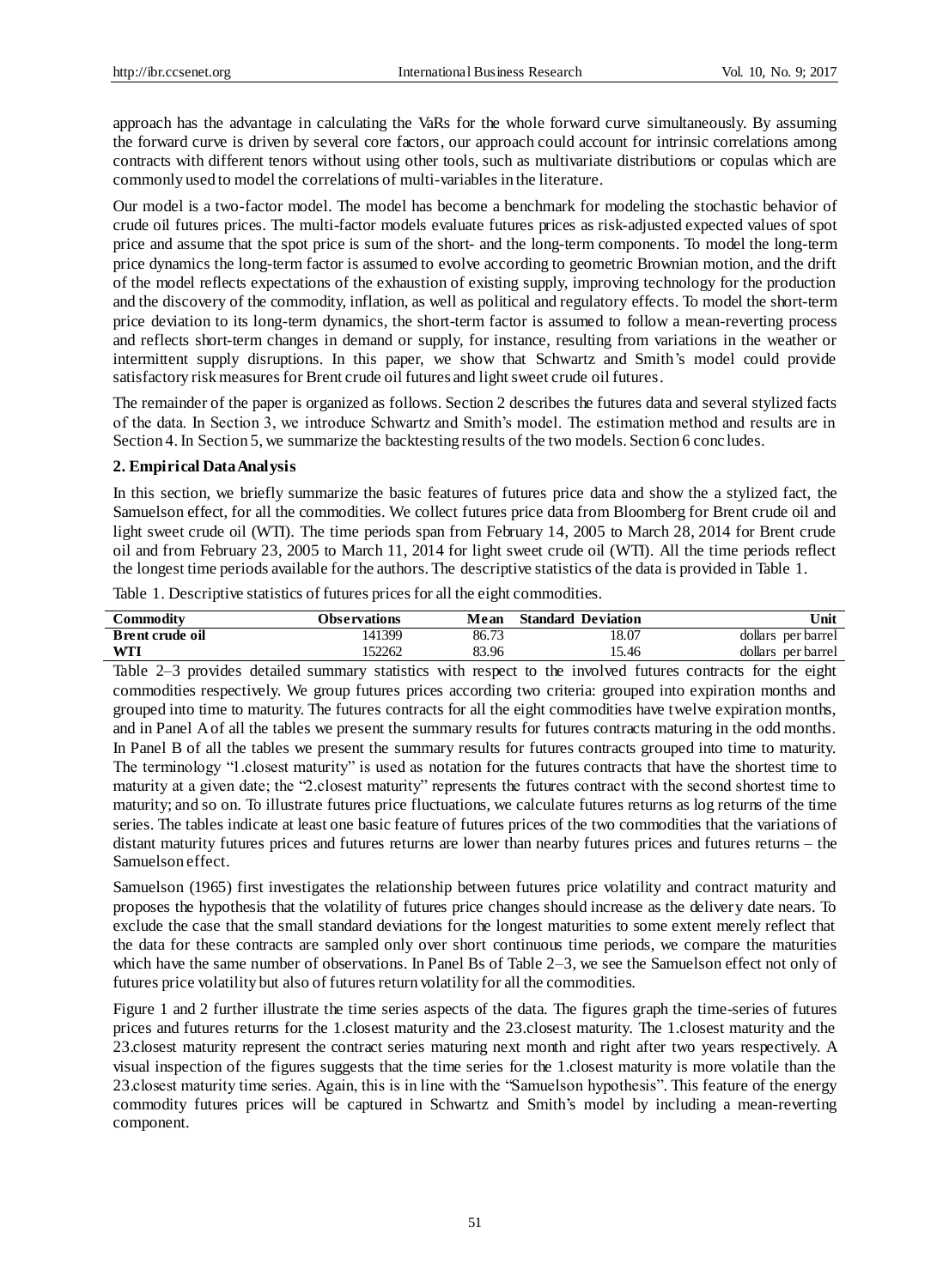approach has the advantage in calculating the VaRs for the whole forward curve simultaneously. By assuming the forward curve is driven by several core factors, our approach could account for intrinsic correlations among contracts with different tenors without using other tools, such as multivariate distributions or copulas which are commonly used to model the correlations of multi-variables in the literature.

Our model is a two-factor model. The model has become a benchmark for modeling the stochastic behavior of crude oil futures prices. The multi-factor models evaluate futures prices as risk-adjusted expected values of spot price and assume that the spot price is sum of the short- and the long-term components. To model the long-term price dynamics the long-term factor is assumed to evolve according to geometric Brownian motion, and the drift of the model reflects expectations of the exhaustion of existing supply, improving technology for the production and the discovery of the commodity, inflation, as well as political and regulatory effects. To model the short-term price deviation to its long-term dynamics, the short-term factor is assumed to follow a mean-reverting process and reflects short-term changes in demand or supply, for instance, resulting from variations in the weather or intermittent supply disruptions. In this paper, we show that Schwartz and Smith's model could provide satisfactory risk measures for Brent crude oil futures and light sweet crude oil futures.

The remainder of the paper is organized as follows. Section 2 describes the futures data and several stylized facts of the data. In Section 3, we introduce Schwartz and Smith's model. The estimation method and results are in Section 4. In Section 5, we summarize the backtesting results of the two models. Section 6 concludes.

## 2. Empirical Data Analysis

In this section, we briefly summarize the basic features of futures price data and show the a stylized fact, the Samuelson effect, for all the commodities. We collect futures price data from Bloomberg for Brent crude oil and light sweet crude oil (WTI). The time periods span from February 14, 2005 to March 28, 2014 for Brent crude oil and from February 23, 2005 to March 11, 2014 for light sweet crude oil (WTI). All the time periods reflect the longest time periods available for the authors. The descriptive statistics of the data is provided in Table 1.

Table 1. Descriptive statistics of futures prices for all the eight commodities.

| Commodity | Observations | Mean | Standard Deviation | Unit |
|---|---|---|---|---|
| **Brent crude oil** | 141399 | 86.73 | 18.07 | dollars per barrel |
| **WTI** | 152262 | 83.96 | 15.46 | dollars per barrel |

Table 2–3 provides detailed summary statistics with respect to the involved futures contracts for the eight commodities respectively. We group futures prices according two criteria: grouped into expiration months and grouped into time to maturity. The futures contracts for all the eight commodities have twelve expiration months, and in Panel A of all the tables we present the summary results for futures contracts maturing in the odd months. In Panel B of all the tables we present the summary results for futures contracts grouped into time to maturity. The terminology "1.closest maturity" is used as notation for the futures contracts that have the shortest time to maturity at a given date; the "2.closest maturity" represents the futures contract with the second shortest time to maturity; and so on. To illustrate futures price fluctuations, we calculate futures returns as log returns of the time series. The tables indicate at least one basic feature of futures prices of the two commodities that the variations of distant maturity futures prices and futures returns are lower than nearby futures prices and futures returns – the Samuelson effect.

Samuelson (1965) first investigates the relationship between futures price volatility and contract maturity and proposes the hypothesis that the volatility of futures price changes should increase as the delivery date nears. To exclude the case that the small standard deviations for the longest maturities to some extent merely reflect that the data for these contracts are sampled only over short continuous time periods, we compare the maturities which have the same number of observations. In Panel Bs of Table 2–3, we see the Samuelson effect not only of futures price volatility but also of futures return volatility for all the commodities.

Figure 1 and 2 further illustrate the time series aspects of the data. The figures graph the time-series of futures prices and futures returns for the 1.closest maturity and the 23.closest maturity. The 1.closest maturity and the 23.closest maturity represent the contract series maturing next month and right after two years respectively. A visual inspection of the figures suggests that the time series for the 1.closest maturity is more volatile than the 23.closest maturity time series. Again, this is in line with the "Samuelson hypothesis". This feature of the energy commodity futures prices will be captured in Schwartz and Smith's model by including a mean-reverting component.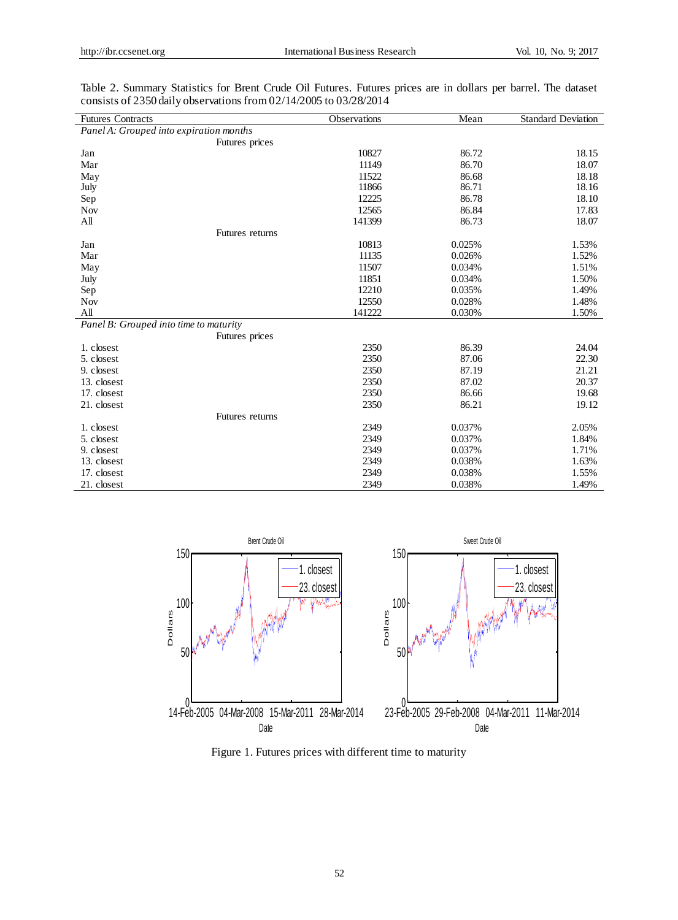Table 2. Summary Statistics for Brent Crude Oil Futures. Futures prices are in dollars per barrel. The dataset consists of 2350 daily observations from 02/14/2005 to 03/28/2014

| Futures Contracts | Observations | Mean | Standard Deviation |
|---|---|---|---|
| *Panel A: Grouped into expiration months* | | | |
| Futures prices | | | |
| Jan | 10827 | 86.72 | 18.15 |
| Mar | 11149 | 86.70 | 18.07 |
| May | 11522 | 86.68 | 18.18 |
| July | 11866 | 86.71 | 18.16 |
| Sep | 12225 | 86.78 | 18.10 |
| Nov | 12565 | 86.84 | 17.83 |
| All | 141399 | 86.73 | 18.07 |
| Futures returns | | | |
| Jan | 10813 | 0.025% | 1.53% |
| Mar | 11135 | 0.026% | 1.52% |
| May | 11507 | 0.034% | 1.51% |
| July | 11851 | 0.034% | 1.50% |
| Sep | 12210 | 0.035% | 1.49% |
| Nov | 12550 | 0.028% | 1.48% |
| All | 141222 | 0.030% | 1.50% |
| *Panel B: Grouped into time to maturity* | | | |
| Futures prices | | | |
| 1. closest | 2350 | 86.39 | 24.04 |
| 5. closest | 2350 | 87.06 | 22.30 |
| 9. closest | 2350 | 87.19 | 21.21 |
| 13. closest | 2350 | 87.02 | 20.37 |
| 17. closest | 2350 | 86.66 | 19.68 |
| 21. closest | 2350 | 86.21 | 19.12 |
| Futures returns | | | |
| 1. closest | 2349 | 0.037% | 2.05% |
| 5. closest | 2349 | 0.037% | 1.84% |
| 9. closest | 2349 | 0.037% | 1.71% |
| 13. closest | 2349 | 0.038% | 1.63% |
| 17. closest | 2349 | 0.038% | 1.55% |
| 21. closest | 2349 | 0.038% | 1.49% |

Figure 1. Futures prices with different time to maturity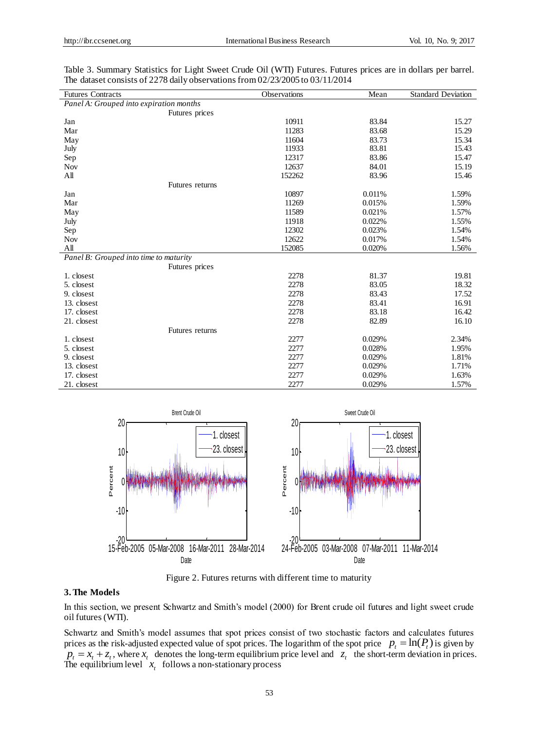Table 3. Summary Statistics for Light Sweet Crude Oil (WTI) Futures. Futures prices are in dollars per barrel. The dataset consists of 2278 daily observations from 02/23/2005 to 03/11/2014

| Futures Contracts | Observations | Mean | Standard Deviation |
|---|---|---|---|
| *Panel A: Grouped into expiration months* | | | |
| Futures prices | | | |
| Jan | 10911 | 83.84 | 15.27 |
| Mar | 11283 | 83.68 | 15.29 |
| May | 11604 | 83.73 | 15.34 |
| July | 11933 | 83.81 | 15.43 |
| Sep | 12317 | 83.86 | 15.47 |
| Nov | 12637 | 84.01 | 15.19 |
| All | 152262 | 83.96 | 15.46 |
| Futures returns | | | |
| Jan | 10897 | 0.011% | 1.59% |
| Mar | 11269 | 0.015% | 1.59% |
| May | 11589 | 0.021% | 1.57% |
| July | 11918 | 0.022% | 1.55% |
| Sep | 12302 | 0.023% | 1.54% |
| Nov | 12622 | 0.017% | 1.54% |
| All | 152085 | 0.020% | 1.56% |
| *Panel B: Grouped into time to maturity* | | | |
| Futures prices | | | |
| 1. closest | 2278 | 81.37 | 19.81 |
| 5. closest | 2278 | 83.05 | 18.32 |
| 9. closest | 2278 | 83.43 | 17.52 |
| 13. closest | 2278 | 83.41 | 16.91 |
| 17. closest | 2278 | 83.18 | 16.42 |
| 21. closest | 2278 | 82.89 | 16.10 |
| Futures returns | | | |
| 1. closest | 2277 | 0.029% | 2.34% |
| 5. closest | 2277 | 0.028% | 1.95% |
| 9. closest | 2277 | 0.029% | 1.81% |
| 13. closest | 2277 | 0.029% | 1.71% |
| 17. closest | 2277 | 0.029% | 1.63% |
| 21. closest | 2277 | 0.029% | 1.57% |

Figure 2. Futures returns with different time to maturity

## 3. The Models

In this section, we present Schwartz and Smith's model (2000) for Brent crude oil futures and light sweet crude oil futures (WTI).

Schwartz and Smith's model assumes that spot prices consist of two stochastic factors and calculates futures prices as the risk-adjusted expected value of spot prices. The logarithm of the spot price $p_t = \ln(P_t)$ is given by $p_t = x_t + z_t$, where $x_t$ denotes the long-term equilibrium price level and $z_t$ the short-term deviation in prices. The equilibrium level $x_t$ follows a non-stationary process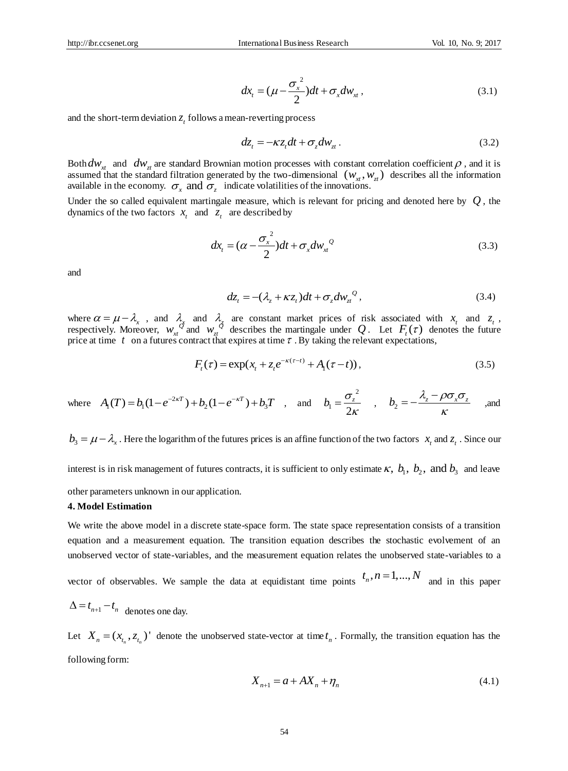$$dx_t = (\mu - \frac{\sigma_x^2}{2})dt + \sigma_x dw_{xt}, \tag{3.1}$$

and the short-term deviation $z_t$ follows a mean-reverting process

$$dz_t = -\kappa z_t dt + \sigma_z dw_{zt}. \tag{3.2}$$

Both $dw_{xt}$ and $dw_{zt}$ are standard Brownian motion processes with constant correlation coefficient $\rho$, and it is assumed that the standard filtration generated by the two-dimensional $(w_{xt}, w_{zt})$ describes all the information available in the economy. $\sigma_x$ and $\sigma_z$ indicate volatilities of the innovations.

Under the so called equivalent martingale measure, which is relevant for pricing and denoted here by $Q$, the dynamics of the two factors $x_t$ and $z_t$ are described by

$$dx_t = (\alpha - \frac{\sigma_x^2}{2})dt + \sigma_x dw_{xt}^Q \tag{3.3}$$

and

$$dz_t = -(\lambda_z + \kappa z_t)dt + \sigma_z dw_{zt}^Q, \tag{3.4}$$

where $\alpha = \mu - \lambda_x$, and $\lambda_x$ and $\lambda_z$ are constant market prices of risk associated with $x_t$ and $z_t$, respectively. Moreover, $w_{xt}^Q$ and $w_{zt}^Q$ describes the martingale under $Q$. Let $F_t(\tau)$ denotes the future price at time $t$ on a futures contract that expires at time $\tau$. By taking the relevant expectations,

$$F_t(\tau) = \exp(x_t + z_t e^{-\kappa(\tau - t)} + A_1(\tau - t)), \tag{3.5}$$

where $A_1(T) = b_1(1 - e^{-2\kappa T}) + b_2(1 - e^{-\kappa T}) + b_3 T$, and $b_1 = \frac{\sigma_z^2}{2\kappa}$, $b_2 = -\frac{\lambda_z - \rho\sigma_x\sigma_z}{\kappa}$, and $b_3 = \mu - \lambda_x$. Here the logarithm of the futures prices is an affine function of the two factors $x_t$ and $z_t$. Since our interest is in risk management of futures contracts, it is sufficient to only estimate $\kappa$, $b_1$, $b_2$, and $b_3$ and leave other parameters unknown in our application.

## 4. Model Estimation

We write the above model in a discrete state-space form. The state space representation consists of a transition equation and a measurement equation. The transition equation describes the stochastic evolvement of an unobserved vector of state-variables, and the measurement equation relates the unobserved state-variables to a vector of observables. We sample the data at equidistant time points $t_n, n = 1, ..., N$ and in this paper $\Delta = t_{n+1} - t_n$ denotes one day.

Let $X_n = (x_{t_n}, z_{t_n})'$ denote the unobserved state-vector at time $t_n$. Formally, the transition equation has the following form:

$$X_{n+1} = a + AX_n + \eta_n \tag{4.1}$$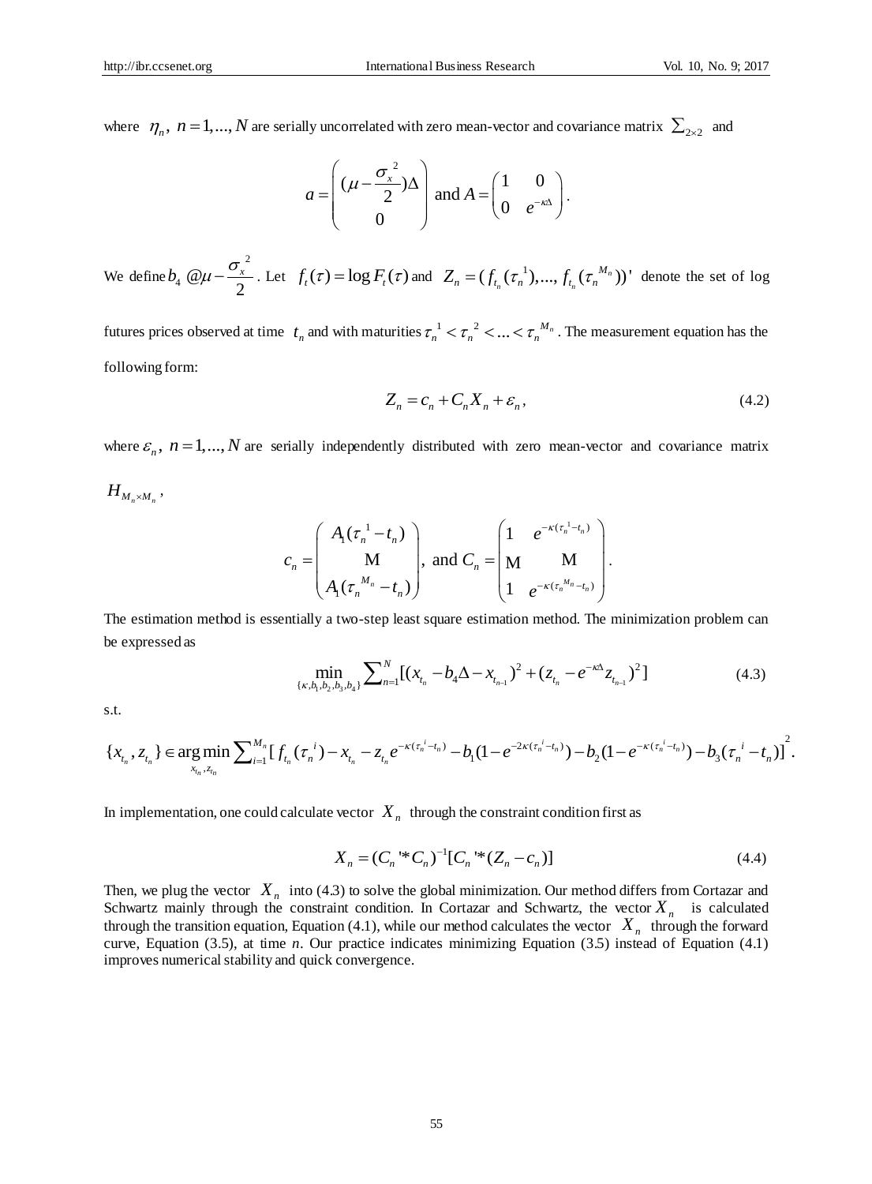where $\eta_n,\ n=1,...,N$ are serially uncorrelated with zero mean-vector and covariance matrix $\sum_{2\times 2}$ and

$$a=\begin{pmatrix}(\mu-\frac{\sigma_x^{\ 2}}{2})\Delta\\ 0\end{pmatrix} \text{ and } A=\begin{pmatrix}1 & 0\\ 0 & e^{-\kappa\Delta}\end{pmatrix}.$$

We define $b_4 \triangleq \mu-\frac{\sigma_x^{\ 2}}{2}$. Let $f_t(\tau)=\log F_t(\tau)$ and $Z_n=(f_{t_n}(\tau_n^{\ 1}),...,f_{t_n}(\tau_n^{\ M_n}))'$ denote the set of log futures prices observed at time $t_n$ and with maturities $\tau_n^{\ 1}<\tau_n^{\ 2}<...<\tau_n^{\ M_n}$. The measurement equation has the following form:

$$Z_n=c_n+C_nX_n+\varepsilon_n, \tag{4.2}$$

where $\varepsilon_n,\ n=1,...,N$ are serially independently distributed with zero mean-vector and covariance matrix $H_{M_n\times M_n}$,

$$c_n=\begin{pmatrix}A_1(\tau_n^{\ 1}-t_n)\\ \vdots\\ A_1(\tau_n^{\ M_n}-t_n)\end{pmatrix},\ \text{and } C_n=\begin{pmatrix}1 & e^{-\kappa(\tau_n^{\ 1}-t_n)}\\ \vdots & \vdots\\ 1 & e^{-\kappa(\tau_n^{\ M_n}-t_n)}\end{pmatrix}.$$

The estimation method is essentially a two-step least square estimation method. The minimization problem can be expressed as

$$\min_{\{\kappa,b_1,b_2,b_3,b_4\}}\sum_{n=1}^{N}[(x_{t_n}-b_4\Delta-x_{t_{n-1}})^2+(z_{t_n}-e^{-\kappa\Delta}z_{t_{n-1}})^2] \tag{4.3}$$

s.t.

$$\{x_{t_n},z_{t_n}\}\in\underset{x_{t_n},z_{t_n}}{\arg\min}\sum_{i=1}^{M_n}[\,f_{t_n}(\tau_n^{\ i})-x_{t_n}-z_{t_n}e^{-\kappa(\tau_n^{\ i}-t_n)}-b_1(1-e^{-2\kappa(\tau_n^{\ i}-t_n)})-b_2(1-e^{-\kappa(\tau_n^{\ i}-t_n)})-b_3(\tau_n^{\ i}-t_n)]^2.$$

In implementation, one could calculate vector $X_n$ through the constraint condition first as

$$X_n=(C_n{'}*C_n)^{-1}[C_n{'}*(Z_n-c_n)] \tag{4.4}$$

Then, we plug the vector $X_n$ into (4.3) to solve the global minimization. Our method differs from Cortazar and Schwartz mainly through the constraint condition. In Cortazar and Schwartz, the vector $X_n$ is calculated through the transition equation, Equation (4.1), while our method calculates the vector $X_n$ through the forward curve, Equation (3.5), at time *n*. Our practice indicates minimizing Equation (3.5) instead of Equation (4.1) improves numerical stability and quick convergence.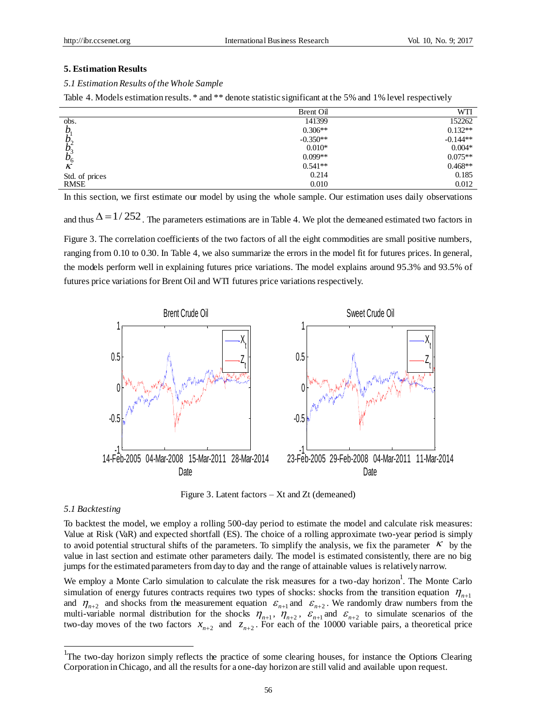## 5. Estimation Results

### *5.1 Estimation Results of the Whole Sample*

Table 4. Models estimation results. * and ** denote statistic significant at the 5% and 1% level respectively

| | Brent Oil | WTI |
|---|---|---|
| obs. | 141399 | 152262 |
| $b_1$ | 0.306** | 0.132** |
| $b_2$ | -0.350** | -0.144** |
| $b_3$ | 0.010* | 0.004* |
| $b_6$ | 0.099** | 0.075** |
| $\kappa$ | 0.541** | 0.468** |
| Std. of prices | 0.214 | 0.185 |
| RMSE | 0.010 | 0.012 |

In this section, we first estimate our model by using the whole sample. Our estimation uses daily observations and thus $\Delta = 1/252$. The parameters estimations are in Table 4. We plot the demeaned estimated two factors in Figure 3. The correlation coefficients of the two factors of all the eight commodities are small positive numbers, ranging from 0.10 to 0.30. In Table 4, we also summarize the errors in the model fit for futures prices. In general, the models perform well in explaining futures price variations. The model explains around 95.3% and 93.5% of futures price variations for Brent Oil and WTI futures price variations respectively.

Figure 3. Latent factors – Xt and Zt (demeaned)

### *5.1 Backtesting*

To backtest the model, we employ a rolling 500-day period to estimate the model and calculate risk measures: Value at Risk (VaR) and expected shortfall (ES). The choice of a rolling approximate two-year period is simply to avoid potential structural shifts of the parameters. To simplify the analysis, we fix the parameter $\kappa$ by the value in last section and estimate other parameters daily. The model is estimated consistently, there are no big jumps for the estimated parameters from day to day and the range of attainable values is relatively narrow.

We employ a Monte Carlo simulation to calculate the risk measures for a two-day horizon[1]. The Monte Carlo simulation of energy futures contracts requires two types of shocks: shocks from the transition equation $\eta_{n+1}$ and $\eta_{n+2}$ and shocks from the measurement equation $\varepsilon_{n+1}$ and $\varepsilon_{n+2}$. We randomly draw numbers from the multi-variable normal distribution for the shocks $\eta_{n+1}$, $\eta_{n+2}$, $\varepsilon_{n+1}$ and $\varepsilon_{n+2}$ to simulate scenarios of the two-day moves of the two factors $x_{n+2}$ and $z_{n+2}$. For each of the 10000 variable pairs, a theoretical price

[1]The two-day horizon simply reflects the practice of some clearing houses, for instance the Options Clearing Corporation in Chicago, and all the results for a one-day horizon are still valid and available upon request.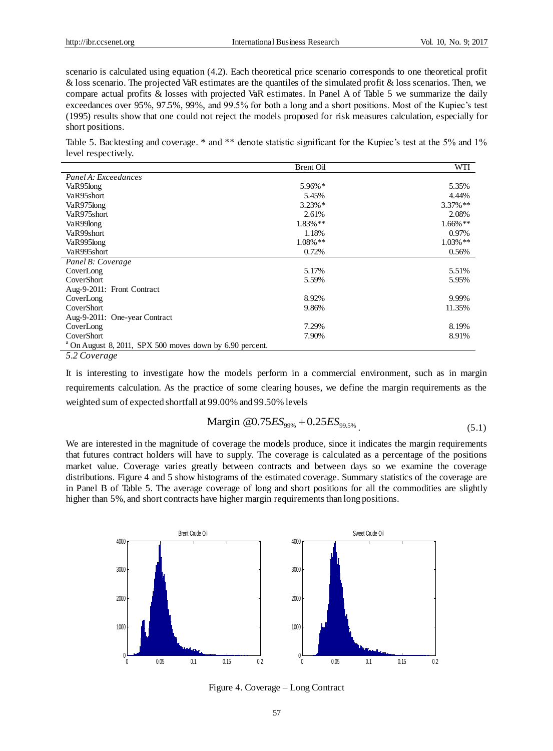scenario is calculated using equation (4.2). Each theoretical price scenario corresponds to one theoretical profit & loss scenario. The projected VaR estimates are the quantiles of the simulated profit & loss scenarios. Then, we compare actual profits & losses with projected VaR estimates. In Panel A of Table 5 we summarize the daily exceedances over 95%, 97.5%, 99%, and 99.5% for both a long and a short positions. Most of the Kupiec's test (1995) results show that one could not reject the models proposed for risk measures calculation, especially for short positions.

Table 5. Backtesting and coverage. * and ** denote statistic significant for the Kupiec's test at the 5% and 1% level respectively.

| | Brent Oil | WTI |
|---|---|---|
| *Panel A: Exceedances* | | |
| VaR95long | 5.96%* | 5.35% |
| VaR95short | 5.45% | 4.44% |
| VaR975long | 3.23%* | 3.37%** |
| VaR975short | 2.61% | 2.08% |
| VaR99long | 1.83%** | 1.66%** |
| VaR99short | 1.18% | 0.97% |
| VaR995long | 1.08%** | 1.03%** |
| VaR995short | 0.72% | 0.56% |
| *Panel B: Coverage* | | |
| CoverLong | 5.17% | 5.51% |
| CoverShort | 5.59% | 5.95% |
| Aug-9-2011: Front Contract | | |
| CoverLong | 8.92% | 9.99% |
| CoverShort | 9.86% | 11.35% |
| Aug-9-2011: One-year Contract | | |
| CoverLong | 7.29% | 8.19% |
| CoverShort | 7.90% | 8.91% |

[a] On August 8, 2011, SPX 500 moves down by 6.90 percent.

### 5.2 Coverage

It is interesting to investigate how the models perform in a commercial environment, such as in margin requirements calculation. As the practice of some clearing houses, we define the margin requirements as the weighted sum of expected shortfall at 99.00% and 99.50% levels

$$\text{Margin} \; @ 0.75 ES_{99\%} + 0.25 ES_{99.5\%} \tag{5.1}$$

We are interested in the magnitude of coverage the models produce, since it indicates the margin requirements that futures contract holders will have to supply. The coverage is calculated as a percentage of the positions market value. Coverage varies greatly between contracts and between days so we examine the coverage distributions. Figure 4 and 5 show histograms of the estimated coverage. Summary statistics of the coverage are in Panel B of Table 5. The average coverage of long and short positions for all the commodities are slightly higher than 5%, and short contracts have higher margin requirements than long positions.

Figure 4. Coverage – Long Contract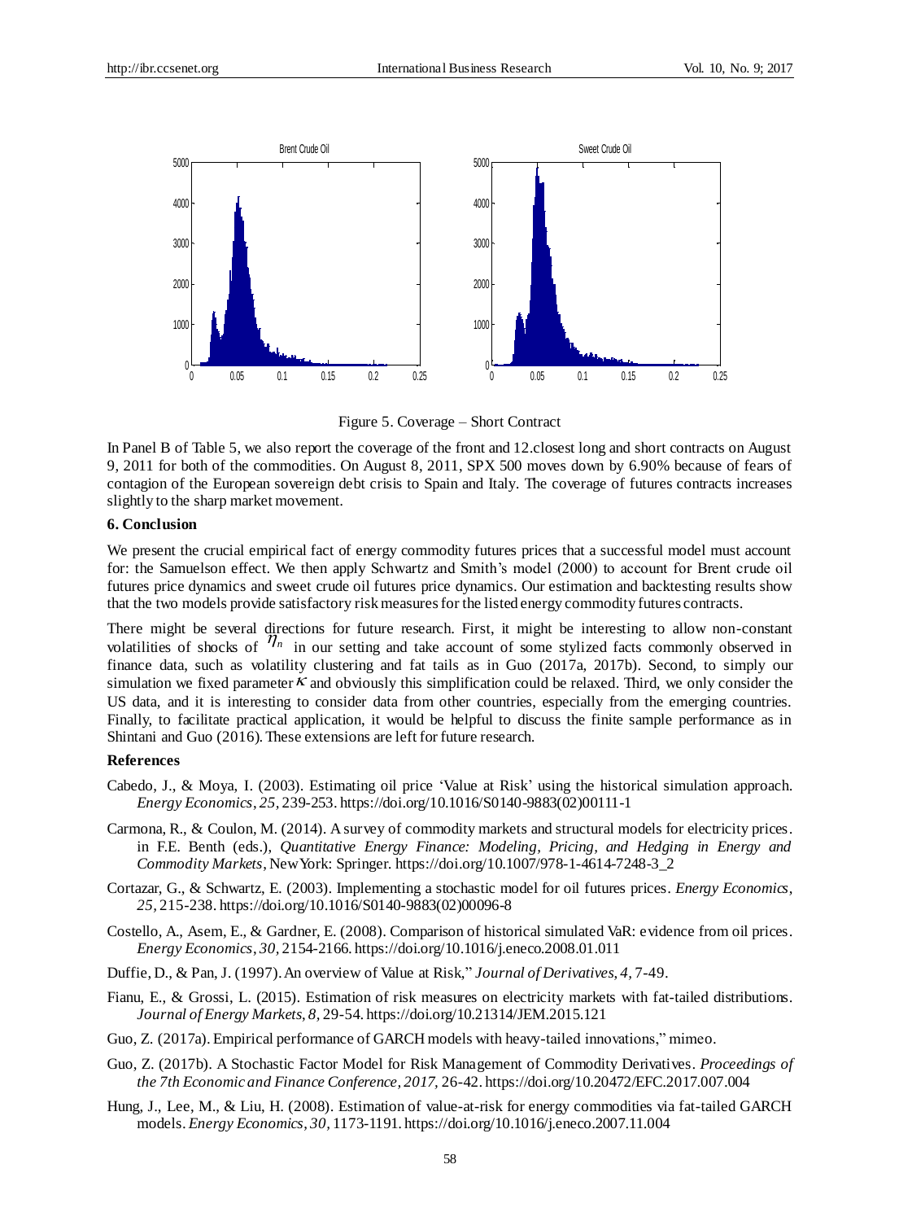Figure 5. Coverage – Short Contract

In Panel B of Table 5, we also report the coverage of the front and 12.closest long and short contracts on August 9, 2011 for both of the commodities. On August 8, 2011, SPX 500 moves down by 6.90% because of fears of contagion of the European sovereign debt crisis to Spain and Italy. The coverage of futures contracts increases slightly to the sharp market movement.

## 6. Conclusion

We present the crucial empirical fact of energy commodity futures prices that a successful model must account for: the Samuelson effect. We then apply Schwartz and Smith's model (2000) to account for Brent crude oil futures price dynamics and sweet crude oil futures price dynamics. Our estimation and backtesting results show that the two models provide satisfactory risk measures for the listed energy commodity futures contracts.

There might be several directions for future research. First, it might be interesting to allow non-constant volatilities of shocks of $\eta_n$ in our setting and take account of some stylized facts commonly observed in finance data, such as volatility clustering and fat tails as in Guo (2017a, 2017b). Second, to simply our simulation we fixed parameter $\kappa$ and obviously this simplification could be relaxed. Third, we only consider the US data, and it is interesting to consider data from other countries, especially from the emerging countries. Finally, to facilitate practical application, it would be helpful to discuss the finite sample performance as in Shintani and Guo (2016). These extensions are left for future research.

### References

Cabedo, J., & Moya, I. (2003). Estimating oil price 'Value at Risk' using the historical simulation approach. *Energy Economics*, *25*, 239-253. https://doi.org/10.1016/S0140-9883(02)00111-1

Carmona, R., & Coulon, M. (2014). A survey of commodity markets and structural models for electricity prices. in F.E. Benth (eds.), *Quantitative Energy Finance: Modeling, Pricing, and Hedging in Energy and Commodity Markets*, New York: Springer. https://doi.org/10.1007/978-1-4614-7248-3_2

Cortazar, G., & Schwartz, E. (2003). Implementing a stochastic model for oil futures prices. *Energy Economics*, *25*, 215-238. https://doi.org/10.1016/S0140-9883(02)00096-8

Costello, A., Asem, E., & Gardner, E. (2008). Comparison of historical simulated VaR: evidence from oil prices. *Energy Economics*, *30*, 2154-2166. https://doi.org/10.1016/j.eneco.2008.01.011

Duffie, D., & Pan, J. (1997). An overview of Value at Risk," *Journal of Derivatives, 4*, 7-49.

Fianu, E., & Grossi, L. (2015). Estimation of risk measures on electricity markets with fat-tailed distributions. *Journal of Energy Markets*, *8*, 29-54. https://doi.org/10.21314/JEM.2015.121

Guo, Z. (2017a). Empirical performance of GARCH models with heavy-tailed innovations," mimeo.

Guo, Z. (2017b). A Stochastic Factor Model for Risk Management of Commodity Derivatives. *Proceedings of the 7th Economic and Finance Conference, 2017*, 26-42. https://doi.org/10.20472/EFC.2017.007.004

Hung, J., Lee, M., & Liu, H. (2008). Estimation of value-at-risk for energy commodities via fat-tailed GARCH models. *Energy Economics*, *30*, 1173-1191. https://doi.org/10.1016/j.eneco.2007.11.004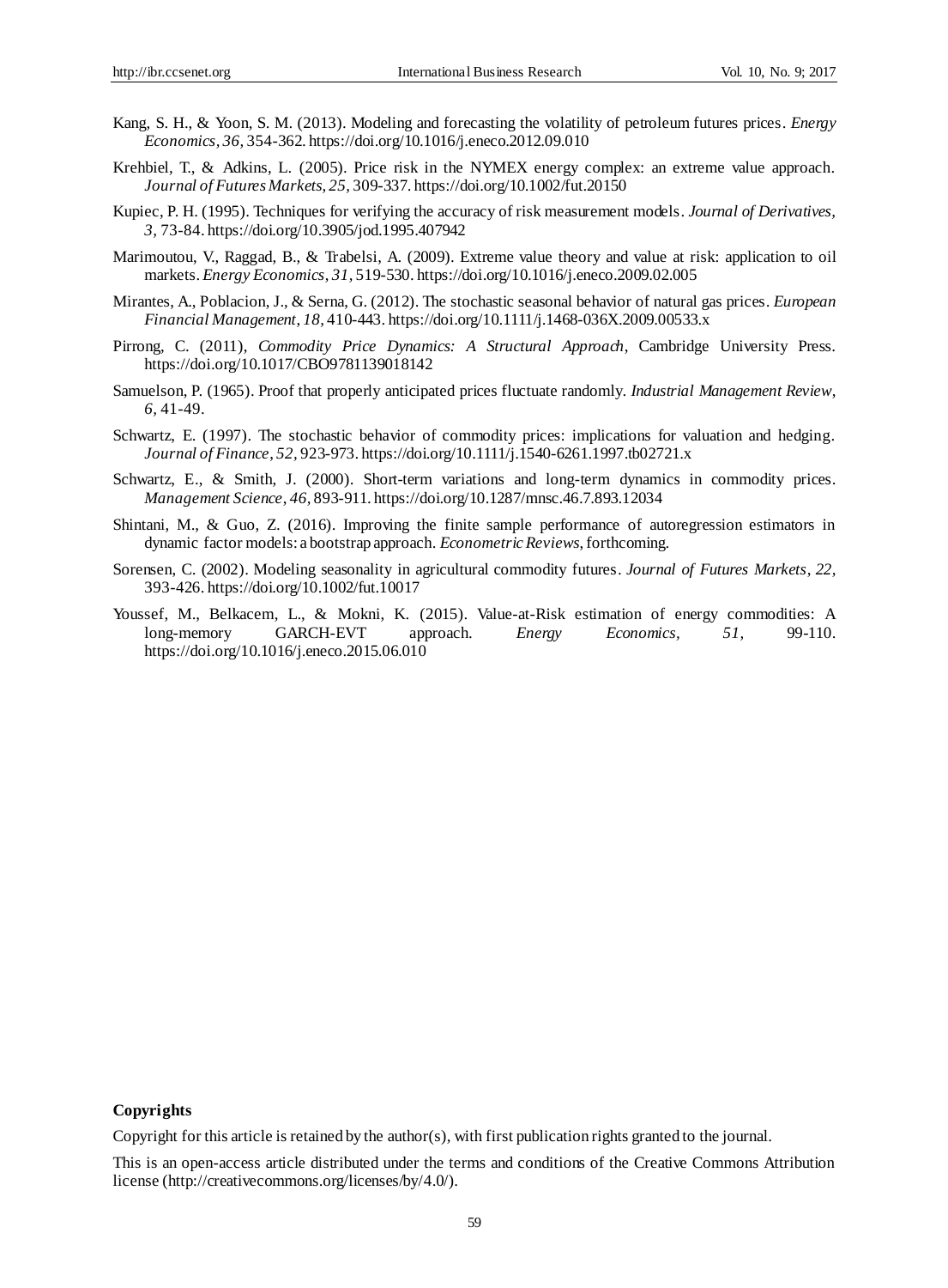Kang, S. H., & Yoon, S. M. (2013). Modeling and forecasting the volatility of petroleum futures prices. *Energy Economics*, *36*, 354-362. https://doi.org/10.1016/j.eneco.2012.09.010

Krehbiel, T., & Adkins, L. (2005). Price risk in the NYMEX energy complex: an extreme value approach. *Journal of Futures Markets*, *25*, 309-337. https://doi.org/10.1002/fut.20150

Kupiec, P. H. (1995). Techniques for verifying the accuracy of risk measurement models. *Journal of Derivatives*, *3*, 73-84. https://doi.org/10.3905/jod.1995.407942

Marimoutou, V., Raggad, B., & Trabelsi, A. (2009). Extreme value theory and value at risk: application to oil markets. *Energy Economics*, *31*, 519-530. https://doi.org/10.1016/j.eneco.2009.02.005

Mirantes, A., Poblacion, J., & Serna, G. (2012). The stochastic seasonal behavior of natural gas prices. *European Financial Management*, *18*, 410-443. https://doi.org/10.1111/j.1468-036X.2009.00533.x

Pirrong, C. (2011), *Commodity Price Dynamics: A Structural Approach*, Cambridge University Press. https://doi.org/10.1017/CBO9781139018142

Samuelson, P. (1965). Proof that properly anticipated prices fluctuate randomly. *Industrial Management Review*, *6*, 41-49.

Schwartz, E. (1997). The stochastic behavior of commodity prices: implications for valuation and hedging. *Journal of Finance*, *52*, 923-973. https://doi.org/10.1111/j.1540-6261.1997.tb02721.x

Schwartz, E., & Smith, J. (2000). Short-term variations and long-term dynamics in commodity prices. *Management Science*, *46*, 893-911. https://doi.org/10.1287/mnsc.46.7.893.12034

Shintani, M., & Guo, Z. (2016). Improving the finite sample performance of autoregression estimators in dynamic factor models: a bootstrap approach. *Econometric Reviews*, forthcoming.

Sorensen, C. (2002). Modeling seasonality in agricultural commodity futures. *Journal of Futures Markets*, *22*, 393-426. https://doi.org/10.1002/fut.10017

Youssef, M., Belkacem, L., & Mokni, K. (2015). Value-at-Risk estimation of energy commodities: A long-memory GARCH-EVT approach. *Energy Economics*, *51*, 99-110. https://doi.org/10.1016/j.eneco.2015.06.010

**Copyrights**

Copyright for this article is retained by the author(s), with first publication rights granted to the journal.

This is an open-access article distributed under the terms and conditions of the Creative Commons Attribution license (http://creativecommons.org/licenses/by/4.0/).